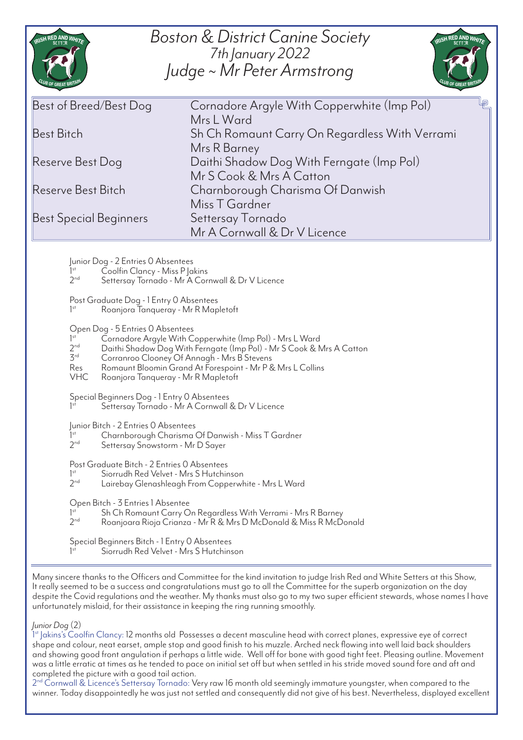# Boston & District Canine Society

## 7th January 2022

## Judge ~ Mr Peter Armstrong

| | |
|---|---|
| Best of Breed/Best Dog | Cornadore Argyle With Copperwhite (Imp Pol) Mrs L Ward |
| Best Bitch | Sh Ch Romaunt Carry On Regardless With Verrami Mrs R Barney |
| Reserve Best Dog | Daithi Shadow Dog With Ferngate (Imp Pol) Mr S Cook & Mrs A Catton |
| Reserve Best Bitch | Charnborough Charisma Of Danwish Miss T Gardner |
| Best Special Beginners | Settersay Tornado Mr A Cornwall & Dr V Licence |

Junior Dog - 2 Entries 0 Absentees
1st Coolfin Clancy - Miss P Jakins
2nd Settersay Tornado - Mr A Cornwall & Dr V Licence

Post Graduate Dog - 1 Entry 0 Absentees
1st Roanjora Tanqueray - Mr R Mapletoft

Open Dog - 5 Entries 0 Absentees
1st Cornadore Argyle With Copperwhite (Imp Pol) - Mrs L Ward
2nd Daithi Shadow Dog With Ferngate (Imp Pol) - Mr S Cook & Mrs A Catton
3rd Corranroo Clooney Of Annagh - Mrs B Stevens
Res Romaunt Bloomin Grand At Forespoint - Mr P & Mrs L Collins
VHC Roanjora Tanqueray - Mr R Mapletoft

Special Beginners Dog - 1 Entry 0 Absentees
1st Settersay Tornado - Mr A Cornwall & Dr V Licence

Junior Bitch - 2 Entries 0 Absentees
1st Charnborough Charisma Of Danwish - Miss T Gardner
2nd Settersay Snowstorm - Mr D Sayer

Post Graduate Bitch - 2 Entries 0 Absentees
1st Siorrudh Red Velvet - Mrs S Hutchinson
2nd Lairebay Glenashleagh From Copperwhite - Mrs L Ward

Open Bitch - 3 Entries 1 Absentee
1st Sh Ch Romaunt Carry On Regardless With Verrami - Mrs R Barney
2nd Roanjoara Rioja Crianza - Mr R & Mrs D McDonald & Miss R McDonald

Special Beginners Bitch - 1 Entry 0 Absentees
1st Siorrudh Red Velvet - Mrs S Hutchinson

Many sincere thanks to the Officers and Committee for the kind invitation to judge Irish Red and White Setters at this Show, It really seemed to be a success and congratulations must go to all the Committee for the superb organization on the day despite the Covid regulations and the weather. My thanks must also go to my two super efficient stewards, whose names I have unfortunately mislaid, for their assistance in keeping the ring running smoothly.

*Junior Dog* (2)

1st Jakins's Coolfin Clancy: 12 months old Possesses a decent masculine head with correct planes, expressive eye of correct shape and colour, neat earset, ample stop and good finish to his muzzle. Arched neck flowing into well laid back shoulders and showing good front angulation if perhaps a little wide. Well off for bone with good tight feet. Pleasing outline. Movement was a little erratic at times as he tended to pace on initial set off but when settled in his stride moved sound fore and aft and completed the picture with a good tail action.

2nd Cornwall & Licence's Settersay Tornado: Very raw 16 month old seemingly immature youngster, when compared to the winner. Today disappointedly he was just not settled and consequently did not give of his best. Nevertheless, displayed excellent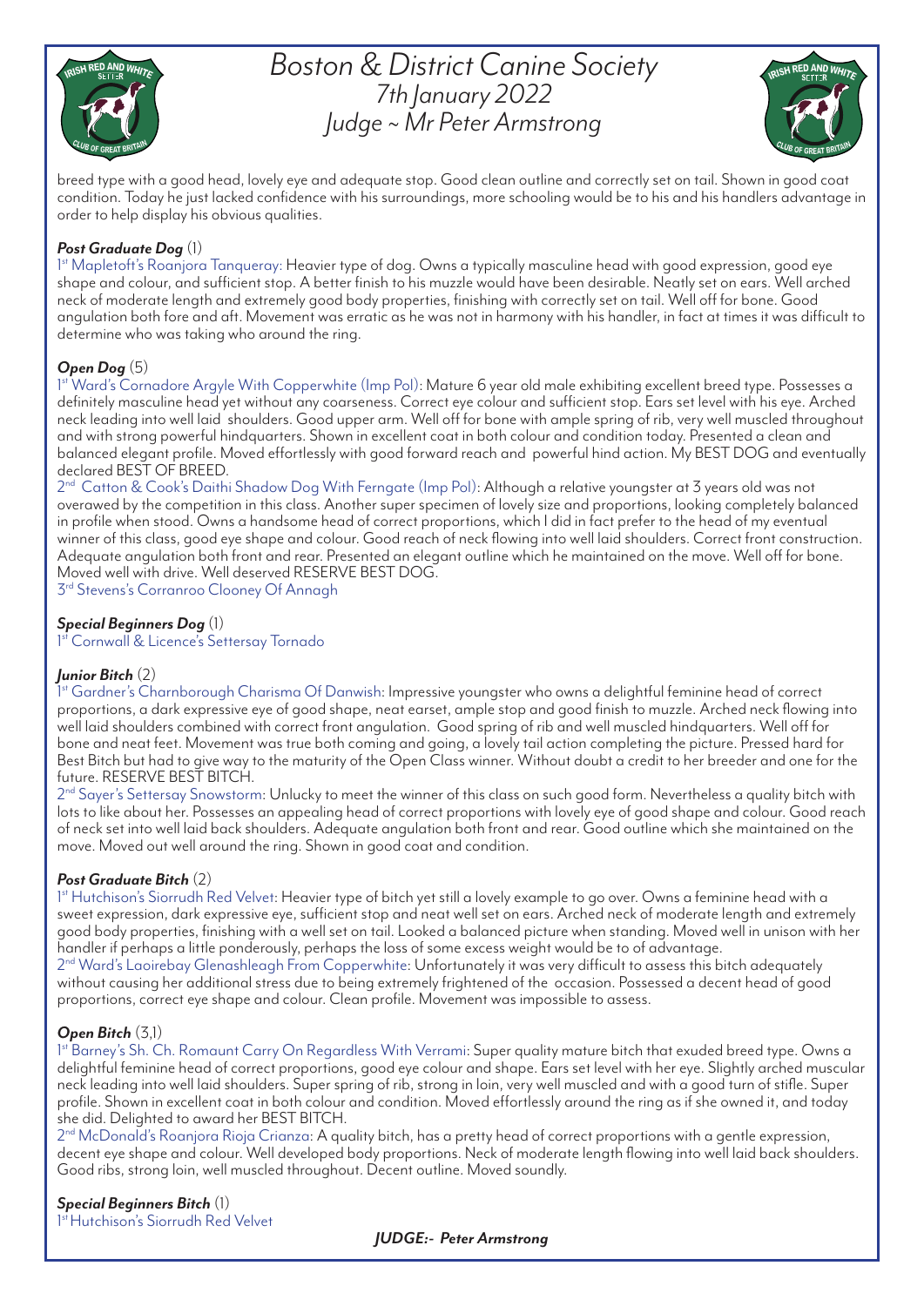# Boston & District Canine Society
## 7th January 2022
## Judge ~ Mr Peter Armstrong

breed type with a good head, lovely eye and adequate stop. Good clean outline and correctly set on tail. Shown in good coat condition. Today he just lacked confidence with his surroundings, more schooling would be to his and his handlers advantage in order to help display his obvious qualities.

### *Post Graduate Dog* (1)

1st Mapletoft's Roanjora Tanqueray: Heavier type of dog. Owns a typically masculine head with good expression, good eye shape and colour, and sufficient stop. A better finish to his muzzle would have been desirable. Neatly set on ears. Well arched neck of moderate length and extremely good body properties, finishing with correctly set on tail. Well off for bone. Good angulation both fore and aft. Movement was erratic as he was not in harmony with his handler, in fact at times it was difficult to determine who was taking who around the ring.

### *Open Dog* (5)

1st Ward's Cornadore Argyle With Copperwhite (Imp Pol): Mature 6 year old male exhibiting excellent breed type. Possesses a definitely masculine head yet without any coarseness. Correct eye colour and sufficient stop. Ears set level with his eye. Arched neck leading into well laid shoulders. Good upper arm. Well off for bone with ample spring of rib, very well muscled throughout and with strong powerful hindquarters. Shown in excellent coat in both colour and condition today. Presented a clean and balanced elegant profile. Moved effortlessly with good forward reach and powerful hind action. My BEST DOG and eventually declared BEST OF BREED.

2nd Catton & Cook's Daithi Shadow Dog With Ferngate (Imp Pol): Although a relative youngster at 3 years old was not overawed by the competition in this class. Another super specimen of lovely size and proportions, looking completely balanced in profile when stood. Owns a handsome head of correct proportions, which I did in fact prefer to the head of my eventual winner of this class, good eye shape and colour. Good reach of neck flowing into well laid shoulders. Correct front construction. Adequate angulation both front and rear. Presented an elegant outline which he maintained on the move. Well off for bone. Moved well with drive. Well deserved RESERVE BEST DOG.

3rd Stevens's Corranroo Clooney Of Annagh

### *Special Beginners Dog* (1)

1st Cornwall & Licence's Settersay Tornado

### *Junior Bitch* (2)

1st Gardner's Charnborough Charisma Of Danwish: Impressive youngster who owns a delightful feminine head of correct proportions, a dark expressive eye of good shape, neat earset, ample stop and good finish to muzzle. Arched neck flowing into well laid shoulders combined with correct front angulation. Good spring of rib and well muscled hindquarters. Well off for bone and neat feet. Movement was true both coming and going, a lovely tail action completing the picture. Pressed hard for Best Bitch but had to give way to the maturity of the Open Class winner. Without doubt a credit to her breeder and one for the future. RESERVE BEST BITCH.

2nd Sayer's Settersay Snowstorm: Unlucky to meet the winner of this class on such good form. Nevertheless a quality bitch with lots to like about her. Possesses an appealing head of correct proportions with lovely eye of good shape and colour. Good reach of neck set into well laid back shoulders. Adequate angulation both front and rear. Good outline which she maintained on the move. Moved out well around the ring. Shown in good coat and condition.

### *Post Graduate Bitch* (2)

1st Hutchison's Siorrudh Red Velvet: Heavier type of bitch yet still a lovely example to go over. Owns a feminine head with a sweet expression, dark expressive eye, sufficient stop and neat well set on ears. Arched neck of moderate length and extremely good body properties, finishing with a well set on tail. Looked a balanced picture when standing. Moved well in unison with her handler if perhaps a little ponderously, perhaps the loss of some excess weight would be to of advantage.

2nd Ward's Laoirebay Glenashleagh From Copperwhite: Unfortunately it was very difficult to assess this bitch adequately without causing her additional stress due to being extremely frightened of the occasion. Possessed a decent head of good proportions, correct eye shape and colour. Clean profile. Movement was impossible to assess.

### *Open Bitch* (3,1)

1st Barney's Sh. Ch. Romaunt Carry On Regardless With Verrami: Super quality mature bitch that exuded breed type. Owns a delightful feminine head of correct proportions, good eye colour and shape. Ears set level with her eye. Slightly arched muscular neck leading into well laid shoulders. Super spring of rib, strong in loin, very well muscled and with a good turn of stifle. Super profile. Shown in excellent coat in both colour and condition. Moved effortlessly around the ring as if she owned it, and today she did. Delighted to award her BEST BITCH.

2nd McDonald's Roanjora Rioja Crianza: A quality bitch, has a pretty head of correct proportions with a gentle expression, decent eye shape and colour. Well developed body proportions. Neck of moderate length flowing into well laid back shoulders. Good ribs, strong loin, well muscled throughout. Decent outline. Moved soundly.

### *Special Beginners Bitch* (1)

1st Hutchison's Siorrudh Red Velvet

***JUDGE:- Peter Armstrong***